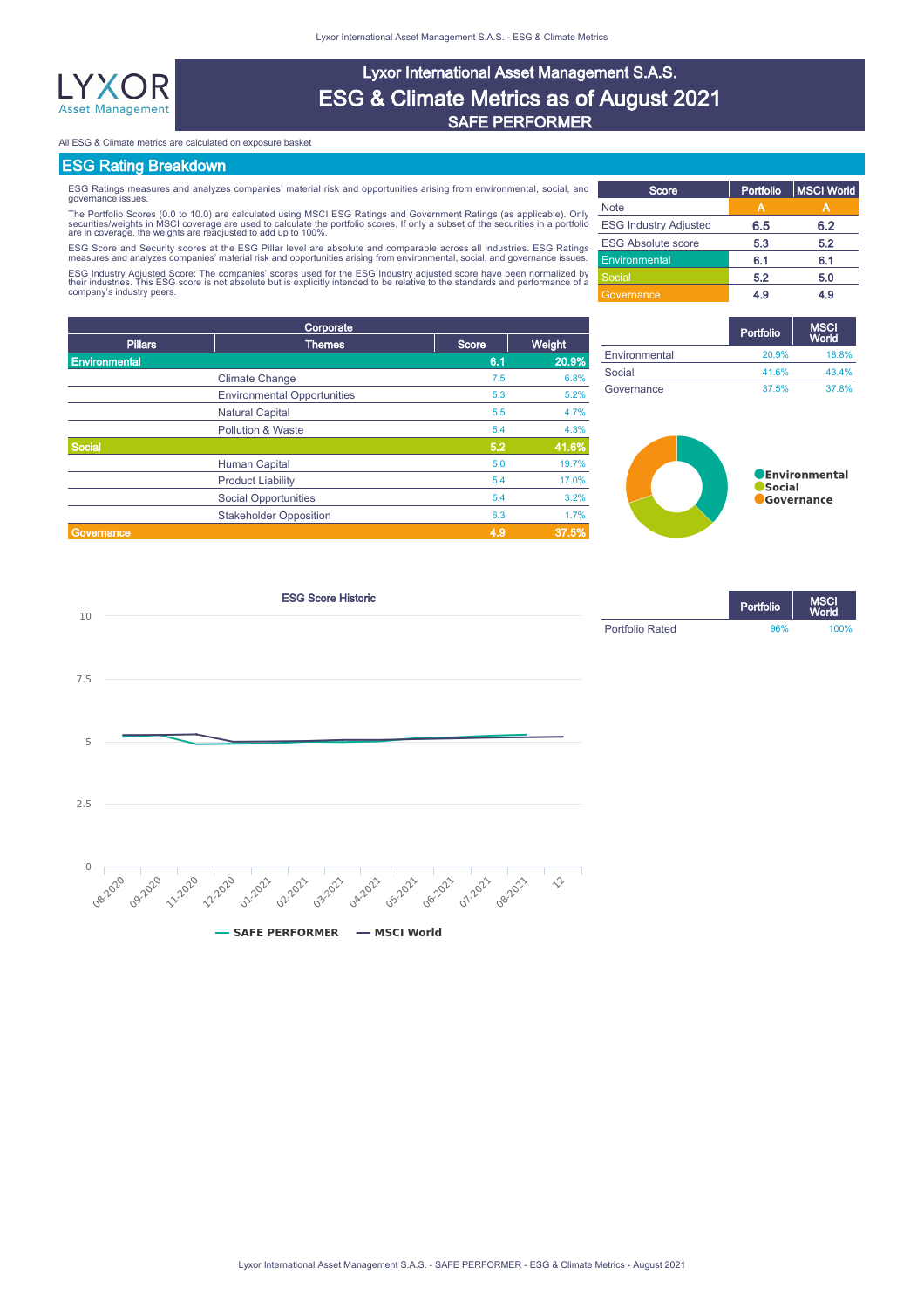# Lyxor International Asset Management S.A.S.

# ESG & Climate Metrics as of August 2021

## SAFE PERFORMER

All ESG & Climate metrics are calculated on exposure basket

## ESG Rating Breakdown

ESG Ratings measures and analyzes companies' material risk and opportunities arising from environmental, social, and governance issues.

The Portfolio Scores (0.0 to 10.0) are calculated using MSCI ESG Ratings and Government Ratings (as applicable). Only securities/weights in MSCI coverage are used to calculate the portfolio scores. If only a subset of the securities in a portfolio are in coverage, the weights are readjusted to add up to 100%.

ESG Score and Security scores at the ESG Pillar level are absolute and comparable across all industries. ESG Ratings measures and analyzes companies' material risk and opportunities arising from environmental, social, and governance issues.

ESG Industry Adjusted Score: The companies' scores used for the ESG Industry adjusted score have been normalized by their industries. This ESG score is not absolute but is explicitly intended to be relative to the standards and performance of a company's industry peers.

| Score | Portfolio | MSCI World |
|---|---|---|
| Note | A | A |
| ESG Industry Adjusted | 6.5 | 6.2 |
| ESG Absolute score | 5.3 | 5.2 |
| Environmental | 6.1 | 6.1 |
| Social | 5.2 | 5.0 |
| Governance | 4.9 | 4.9 |

| Corporate | | | |
|---|---|---|---|
| **Pillars** | **Themes** | **Score** | **Weight** |
| **Environmental** | | **6.1** | **20.9%** |
| | Climate Change | 7.5 | 6.8% |
| | Environmental Opportunities | 5.3 | 5.2% |
| | Natural Capital | 5.5 | 4.7% |
| | Pollution & Waste | 5.4 | 4.3% |
| **Social** | | **5.2** | **41.6%** |
| | Human Capital | 5.0 | 19.7% |
| | Product Liability | 5.4 | 17.0% |
| | Social Opportunities | 5.4 | 3.2% |
| | Stakeholder Opposition | 6.3 | 1.7% |
| **Governance** | | **4.9** | **37.5%** |

| | Portfolio | MSCI World |
|---|---|---|
| Environmental | 20.9% | 18.8% |
| Social | 41.6% | 43.4% |
| Governance | 37.5% | 37.8% |

Environmental
Social
Governance

### ESG Score Historic

| | 08-2020 | 09-2020 | 11-2020 | 12-2020 | 01-2021 | 02-2021 | 03-2021 | 04-2021 | 05-2021 | 06-2021 | 07-2021 | 08-2021 | 12 |
|---|---|---|---|---|---|---|---|---|---|---|---|---|---|

SAFE PERFORMER — MSCI World

| | Portfolio | MSCI World |
|---|---|---|
| Portfolio Rated | 96% | 100% |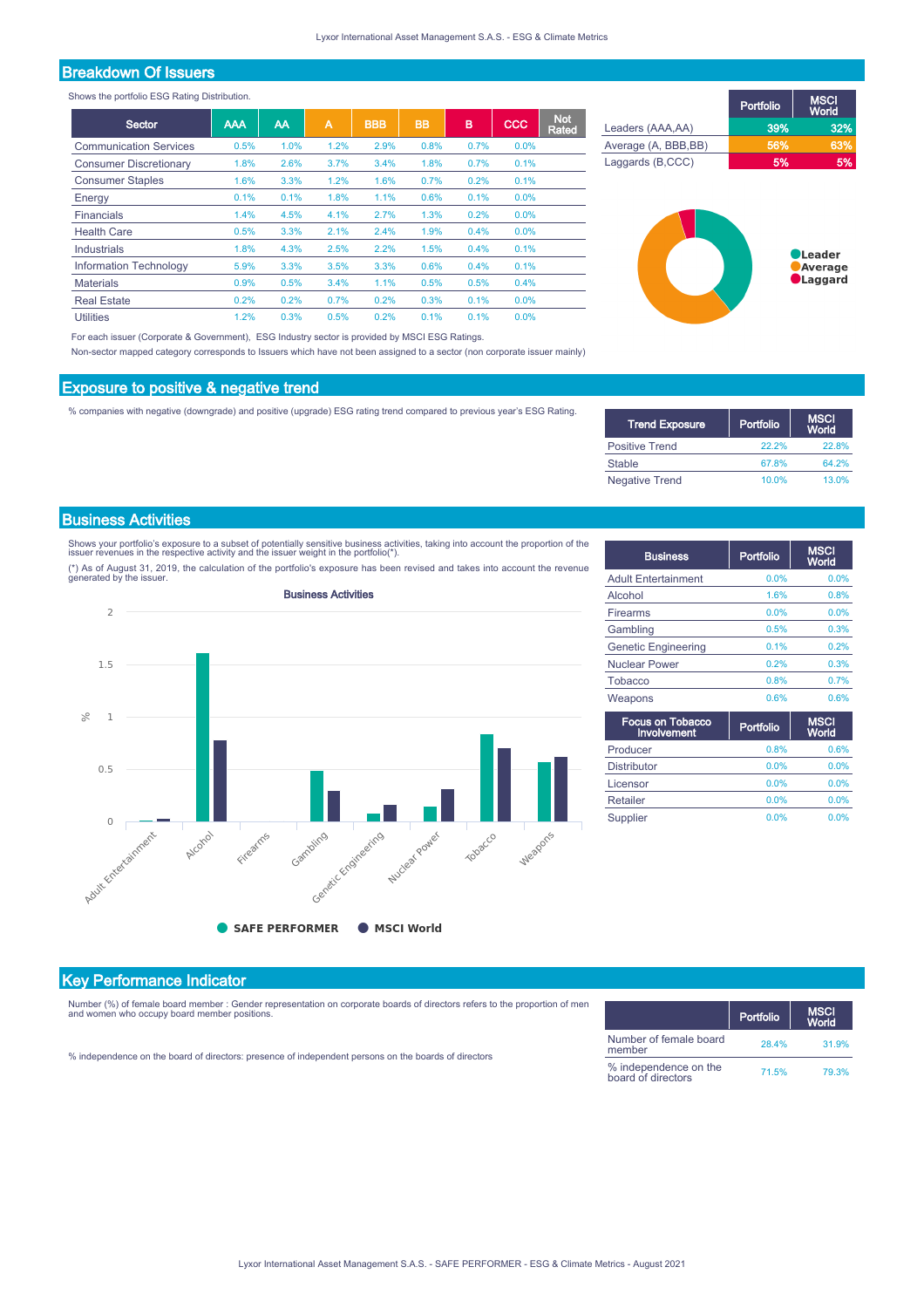## Breakdown Of Issuers

Shows the portfolio ESG Rating Distribution.

| Sector | AAA | AA | A | BBB | BB | B | CCC | Not Rated |
|---|---|---|---|---|---|---|---|---|
| Communication Services | 0.5% | 1.0% | 1.2% | 2.9% | 0.8% | 0.7% | 0.0% | |
| Consumer Discretionary | 1.8% | 2.6% | 3.7% | 3.4% | 1.8% | 0.7% | 0.1% | |
| Consumer Staples | 1.6% | 3.3% | 1.2% | 1.6% | 0.7% | 0.2% | 0.1% | |
| Energy | 0.1% | 0.1% | 1.8% | 1.1% | 0.6% | 0.1% | 0.0% | |
| Financials | 1.4% | 4.5% | 4.1% | 2.7% | 1.3% | 0.2% | 0.0% | |
| Health Care | 0.5% | 3.3% | 2.1% | 2.4% | 1.9% | 0.4% | 0.0% | |
| Industrials | 1.8% | 4.3% | 2.5% | 2.2% | 1.5% | 0.4% | 0.1% | |
| Information Technology | 5.9% | 3.3% | 3.5% | 3.3% | 0.6% | 0.4% | 0.1% | |
| Materials | 0.9% | 0.5% | 3.4% | 1.1% | 0.5% | 0.5% | 0.4% | |
| Real Estate | 0.2% | 0.2% | 0.7% | 0.2% | 0.3% | 0.1% | 0.0% | |
| Utilities | 1.2% | 0.3% | 0.5% | 0.2% | 0.1% | 0.1% | 0.0% | |

For each issuer (Corporate & Government), ESG Industry sector is provided by MSCI ESG Ratings.

Non-sector mapped category corresponds to Issuers which have not been assigned to a sector (non corporate issuer mainly)

| | Portfolio | MSCI World |
|---|---|---|
| Leaders (AAA,AA) | 39% | 32% |
| Average (A, BBB,BB) | 56% | 63% |
| Laggards (B,CCC) | 5% | 5% |

Leader
Average
Laggard

## Exposure to positive & negative trend

% companies with negative (downgrade) and positive (upgrade) ESG rating trend compared to previous year's ESG Rating.

| Trend Exposure | Portfolio | MSCI World |
|---|---|---|
| Positive Trend | 22.2% | 22.8% |
| Stable | 67.8% | 64.2% |
| Negative Trend | 10.0% | 13.0% |

## Business Activities

Shows your portfolio's exposure to a subset of potentially sensitive business activities, taking into account the proportion of the issuer revenues in the respective activity and the issuer weight in the portfolio(*).

(*) As of August 31, 2019, the calculation of the portfolio's exposure has been revised and takes into account the revenue generated by the issuer.

**Business Activities**

| Business | Portfolio | MSCI World |
|---|---|---|
| Adult Entertainment | 0.0% | 0.0% |
| Alcohol | 1.6% | 0.8% |
| Firearms | 0.0% | 0.0% |
| Gambling | 0.5% | 0.3% |
| Genetic Engineering | 0.1% | 0.2% |
| Nuclear Power | 0.2% | 0.3% |
| Tobacco | 0.8% | 0.7% |
| Weapons | 0.6% | 0.6% |

SAFE PERFORMER ● MSCI World

| Focus on Tobacco Involvement | Portfolio | MSCI World |
|---|---|---|
| Producer | 0.8% | 0.6% |
| Distributor | 0.0% | 0.0% |
| Licensor | 0.0% | 0.0% |
| Retailer | 0.0% | 0.0% |
| Supplier | 0.0% | 0.0% |

## Key Performance Indicator

Number (%) of female board member : Gender representation on corporate boards of directors refers to the proportion of men and women who occupy board member positions.

% independence on the board of directors: presence of independent persons on the boards of directors

| | Portfolio | MSCI World |
|---|---|---|
| Number of female board member | 28.4% | 31.9% |
| % independence on the board of directors | 71.5% | 79.3% |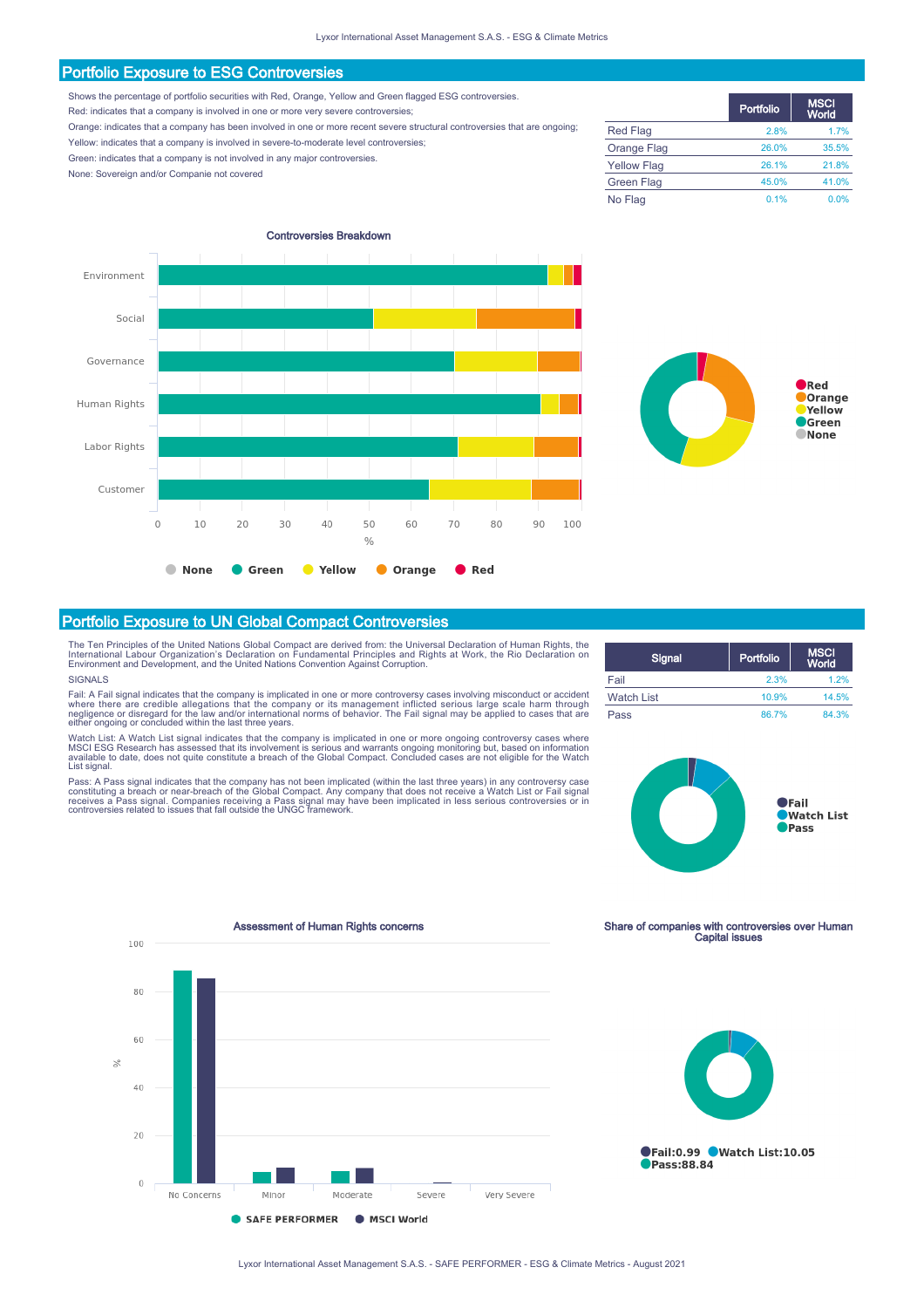## Portfolio Exposure to ESG Controversies

Shows the percentage of portfolio securities with Red, Orange, Yellow and Green flagged ESG controversies.

Red: indicates that a company is involved in one or more very severe controversies;

Orange: indicates that a company has been involved in one or more recent severe structural controversies that are ongoing;

Yellow: indicates that a company is involved in severe-to-moderate level controversies;

Green: indicates that a company is not involved in any major controversies.

None: Sovereign and/or Companie not covered

| | Portfolio | MSCI World |
|---|---|---|
| Red Flag | 2.8% | 1.7% |
| Orange Flag | 26.0% | 35.5% |
| Yellow Flag | 26.1% | 21.8% |
| Green Flag | 45.0% | 41.0% |
| No Flag | 0.1% | 0.0% |

Controversies Breakdown

## Portfolio Exposure to UN Global Compact Controversies

The Ten Principles of the United Nations Global Compact are derived from: the Universal Declaration of Human Rights, the International Labour Organization's Declaration on Fundamental Principles and Rights at Work, the Rio Declaration on Environment and Development, and the United Nations Convention Against Corruption.

SIGNALS

Fail: A Fail signal indicates that the company is implicated in one or more controversy cases involving misconduct or accident where there are credible allegations that the company or its management inflicted serious large scale harm through negligence or disregard for the law and/or international norms of behavior. The Fail signal may be applied to cases that are either ongoing or concluded within the last three years.

Watch List: A Watch List signal indicates that the company is implicated in one or more ongoing controversy cases where MSCI ESG Research has assessed that its involvement is serious and warrants ongoing monitoring but, based on information available to date, does not quite constitute a breach of the Global Compact. Concluded cases are not eligible for the Watch List signal.

Pass: A Pass signal indicates that the company has not been implicated (within the last three years) in any controversy case constituting a breach or near-breach of the Global Compact. Any company that does not receive a Watch List or Fail signal receives a Pass signal. Companies receiving a Pass signal may have been implicated in less serious controversies or in controversies related to issues that fall outside the UNGC framework.

| Signal | Portfolio | MSCI World |
|---|---|---|
| Fail | 2.3% | 1.2% |
| Watch List | 10.9% | 14.5% |
| Pass | 86.7% | 84.3% |

Assessment of Human Rights concerns

Share of companies with controversies over Human Capital issues

Fail:0.99 Watch List:10.05 Pass:88.84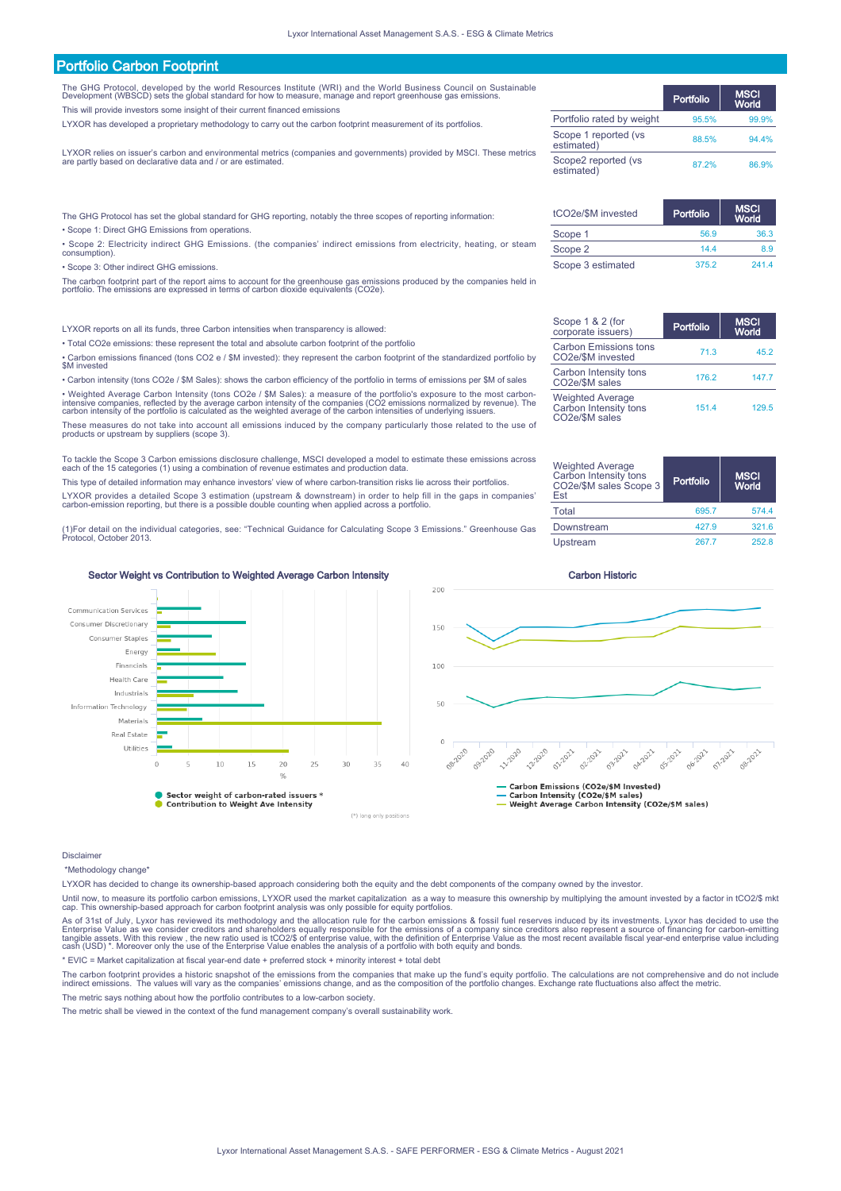## Portfolio Carbon Footprint

The GHG Protocol, developed by the world Resources Institute (WRI) and the World Business Council on Sustainable Development (WBSCD) sets the global standard for how to measure, manage and report greenhouse gas emissions.

This will provide investors some insight of their current financed emissions

LYXOR has developed a proprietary methodology to carry out the carbon footprint measurement of its portfolios.

LYXOR relies on issuer's carbon and environmental metrics (companies and governments) provided by MSCI. These metrics are partly based on declarative data and / or are estimated.

| | Portfolio | MSCI World |
|---|---|---|
| Portfolio rated by weight | 95.5% | 99.9% |
| Scope 1 reported (vs estimated) | 88.5% | 94.4% |
| Scope2 reported (vs estimated) | 87.2% | 86.9% |

The GHG Protocol has set the global standard for GHG reporting, notably the three scopes of reporting information:

- Scope 1: Direct GHG Emissions from operations.
- Scope 2: Electricity indirect GHG Emissions. (the companies' indirect emissions from electricity, heating, or steam consumption).
- Scope 3: Other indirect GHG emissions.

The carbon footprint part of the report aims to account for the greenhouse gas emissions produced by the companies held in portfolio. The emissions are expressed in terms of carbon dioxide equivalents ($CO_2e$).

| tCO2e/$M invested | Portfolio | MSCI World |
|---|---|---|
| Scope 1 | 56.9 | 36.3 |
| Scope 2 | 14.4 | 8.9 |
| Scope 3 estimated | 375.2 | 241.4 |

LYXOR reports on all its funds, three Carbon intensities when transparency is allowed:

- Total CO2e emissions: these represent the total and absolute carbon footprint of the portfolio
- Carbon emissions financed (tons CO2 e / $M invested): they represent the carbon footprint of the standardized portfolio by $M invested
- Carbon intensity (tons CO2e / $M Sales): shows the carbon efficiency of the portfolio in terms of emissions per $M of sales
- Weighted Average Carbon Intensity (tons CO2e / $M Sales): a measure of the portfolio's exposure to the most carbon-intensive companies, reflected by the average carbon intensity of the companies (CO2 emissions normalized by revenue). The carbon intensity of the portfolio is calculated as the weighted average of the carbon intensities of underlying issuers.

These measures do not take into account all emissions induced by the company particularly those related to the use of products or upstream by suppliers (scope 3).

| Scope 1 & 2 (for corporate issuers) | Portfolio | MSCI World |
|---|---|---|
| Carbon Emissions tons CO2e/$M invested | 71.3 | 45.2 |
| Carbon Intensity tons CO2e/$M sales | 176.2 | 147.7 |
| Weighted Average Carbon Intensity tons CO2e/$M sales | 151.4 | 129.5 |

To tackle the Scope 3 Carbon emissions disclosure challenge, MSCI developed a model to estimate these emissions across each of the 15 categories (1) using a combination of revenue estimates and production data.

This type of detailed information may enhance investors' view of where carbon-transition risks lie across their portfolios.

LYXOR provides a detailed Scope 3 estimation (upstream & downstream) in order to help fill in the gaps in companies' carbon-emission reporting, but there is a possible double counting when applied across a portfolio.

(1)For detail on the individual categories, see: "Technical Guidance for Calculating Scope 3 Emissions." Greenhouse Gas Protocol, October 2013.

| Weighted Average Carbon Intensity tons CO2e/$M sales Scope 3 Est | Portfolio | MSCI World |
|---|---|---|
| Total | 695.7 | 574.4 |
| Downstream | 427.9 | 321.6 |
| Upstream | 267.7 | 252.8 |

### Sector Weight vs Contribution to Weighted Average Carbon Intensity

● Sector weight of carbon-rated issuers *
● Contribution to Weight Ave Intensity

(*) long only positions

### Carbon Historic

— Carbon Emissions (CO2e/$M Invested)
— Carbon Intensity (CO2e/$M sales)
— Weight Average Carbon Intensity (CO2e/$M sales)

Disclaimer

\*Methodology change*

LYXOR has decided to change its ownership-based approach considering both the equity and the debt components of the company owned by the investor.

Until now, to measure its portfolio carbon emissions, LYXOR used the market capitalization as a way to measure this ownership by multiplying the amount invested by a factor in tCO2/$ mkt cap. This ownership-based approach for carbon footprint analysis was only possible for equity portfolios.

As of 31st of July, Lyxor has reviewed its methodology and the allocation rule for the carbon emissions & fossil fuel reserves induced by its investments. Lyxor has decided to use the Enterprise Value as we consider creditors and shareholders equally responsible for the emissions of a company since creditors also represent a source of financing for carbon-emitting tangible assets. With this review , the new ratio used is tCO2/$ of enterprise value, with the definition of Enterprise Value as the most recent available fiscal year-end enterprise value including cash (USD) *. Moreover only the use of the Enterprise Value enables the analysis of a portfolio with both equity and bonds.

\* EVIC = Market capitalization at fiscal year-end date + preferred stock + minority interest + total debt

The carbon footprint provides a historic snapshot of the emissions from the companies that make up the fund's equity portfolio. The calculations are not comprehensive and do not include indirect emissions. The values will vary as the companies' emissions change, and as the composition of the portfolio changes. Exchange rate fluctuations also affect the metric.

The metric says nothing about how the portfolio contributes to a low-carbon society.

The metric shall be viewed in the context of the fund management company's overall sustainability work.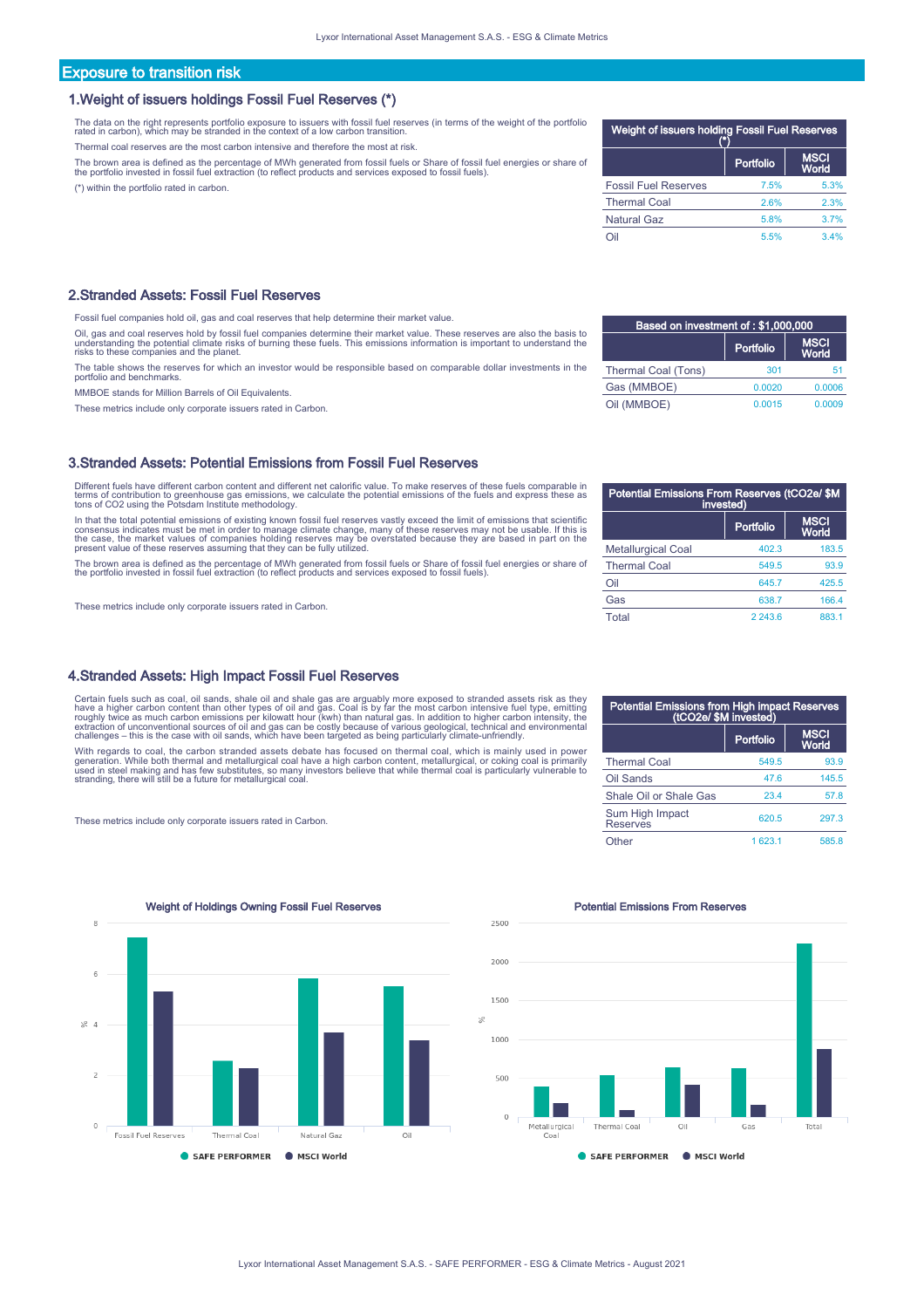## Exposure to transition risk

### 1.Weight of issuers holdings Fossil Fuel Reserves (*)

The data on the right represents portfolio exposure to issuers with fossil fuel reserves (in terms of the weight of the portfolio rated in carbon), which may be stranded in the context of a low carbon transition.

Thermal coal reserves are the most carbon intensive and therefore the most at risk.

The brown area is defined as the percentage of MWh generated from fossil fuels or Share of fossil fuel energies or share of the portfolio invested in fossil fuel extraction (to reflect products and services exposed to fossil fuels).

(*) within the portfolio rated in carbon.

| Weight of issuers holding Fossil Fuel Reserves (*) | | |
|---|---|---|
| | Portfolio | MSCI World |
| Fossil Fuel Reserves | 7.5% | 5.3% |
| Thermal Coal | 2.6% | 2.3% |
| Natural Gaz | 5.8% | 3.7% |
| Oil | 5.5% | 3.4% |

### 2.Stranded Assets: Fossil Fuel Reserves

Fossil fuel companies hold oil, gas and coal reserves that help determine their market value.

Oil, gas and coal reserves hold by fossil fuel companies determine their market value. These reserves are also the basis to understanding the potential climate risks of burning these fuels. This emissions information is important to understand the risks to these companies and the planet.

The table shows the reserves for which an investor would be responsible based on comparable dollar investments in the portfolio and benchmarks.

MMBOE stands for Million Barrels of Oil Equivalents.

These metrics include only corporate issuers rated in Carbon.

| Based on investment of : $1,000,000 | | |
|---|---|---|
| | Portfolio | MSCI World |
| Thermal Coal (Tons) | 301 | 51 |
| Gas (MMBOE) | 0.0020 | 0.0006 |
| Oil (MMBOE) | 0.0015 | 0.0009 |

### 3.Stranded Assets: Potential Emissions from Fossil Fuel Reserves

Different fuels have different carbon content and different net calorific value. To make reserves of these fuels comparable in terms of contribution to greenhouse gas emissions, we calculate the potential emissions of the fuels and express these as tons of CO2 using the Potsdam Institute methodology.

In that the total potential emissions of existing known fossil fuel reserves vastly exceed the limit of emissions that scientific consensus indicates must be met in order to manage climate change, many of these reserves may not be usable. If this is the case, the market values of companies holding reserves may be overstated because they are based in part on the present value of these reserves assuming that they can be fully utilized.

The brown area is defined as the percentage of MWh generated from fossil fuels or Share of fossil fuel energies or share of the portfolio invested in fossil fuel extraction (to reflect products and services exposed to fossil fuels).

These metrics include only corporate issuers rated in Carbon.

| Potential Emissions From Reserves (tCO2e/ $M invested) | | |
|---|---|---|
| | Portfolio | MSCI World |
| Metallurgical Coal | 402.3 | 183.5 |
| Thermal Coal | 549.5 | 93.9 |
| Oil | 645.7 | 425.5 |
| Gas | 638.7 | 166.4 |
| Total | 2 243.6 | 883.1 |

### 4.Stranded Assets: High Impact Fossil Fuel Reserves

Certain fuels such as coal, oil sands, shale oil and shale gas are arguably more exposed to stranded assets risk as they have a higher carbon content than other types of oil and gas. Coal is by far the most carbon intensive fuel type, emitting roughly twice as much carbon emissions per kilowatt hour (kwh) than natural gas. In addition to higher carbon intensity, the extraction of unconventional sources of oil and gas can be costly because of various geological, technical and environmental challenges – this is the case with oil sands, which have been targeted as being particularly climate-unfriendly.

With regards to coal, the carbon stranded assets debate has focused on thermal coal, which is mainly used in power generation. While both thermal and metallurgical coal have a high carbon content, metallurgical, or coking coal is primarily used in steel making and has few substitutes, so many investors believe that while thermal coal is particularly vulnerable to stranding, there will still be a future for metallurgical coal.

These metrics include only corporate issuers rated in Carbon.

| Potential Emissions from High impact Reserves (tCO2e/ $M invested) | | |
|---|---|---|
| | Portfolio | MSCI World |
| Thermal Coal | 549.5 | 93.9 |
| Oil Sands | 47.6 | 145.5 |
| Shale Oil or Shale Gas | 23.4 | 57.8 |
| Sum High Impact Reserves | 620.5 | 297.3 |
| Other | 1 623.1 | 585.8 |

**Weight of Holdings Owning Fossil Fuel Reserves**

| % | SAFE PERFORMER | MSCI World |
|---|---|---|
| Fossil Fuel Reserves | 7.5 | 5.3 |
| Thermal Coal | 2.6 | 2.3 |
| Natural Gaz | 5.8 | 3.7 |
| Oil | 5.5 | 3.4 |

**Potential Emissions From Reserves**

| % | SAFE PERFORMER | MSCI World |
|---|---|---|
| Metallurgical Coal | 402.3 | 183.5 |
| Thermal Coal | 549.5 | 93.9 |
| Oil | 645.7 | 425.5 |
| Gas | 638.7 | 166.4 |
| Total | 2 243.6 | 883.1 |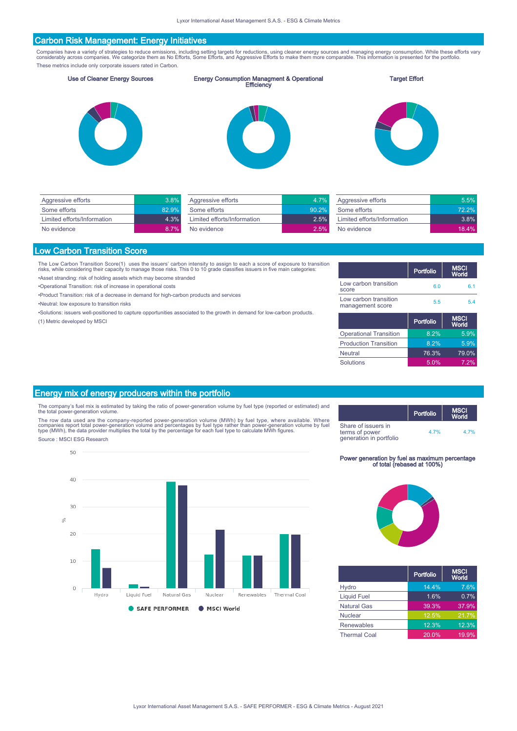## Carbon Risk Management: Energy Initiatives

Companies have a variety of strategies to reduce emissions, including setting targets for reductions, using cleaner energy sources and managing energy consumption. While these efforts vary considerably across companies. We categorize them as No Efforts, Some Efforts, and Aggressive Efforts to make them more comparable. This information is presented for the portfolio.

These metrics include only corporate issuers rated in Carbon.

### Use of Cleaner Energy Sources

| | |
|---|---|
| Aggressive efforts | 3.8% |
| Some efforts | 82.9% |
| Limited efforts/Information | 4.3% |
| No evidence | 8.7% |

### Energy Consumption Managment & Operational Efficiency

| | |
|---|---|
| Aggressive efforts | 4.7% |
| Some efforts | 90.2% |
| Limited efforts/Information | 2.5% |
| No evidence | 2.5% |

### Target Effort

| | |
|---|---|
| Aggressive efforts | 5.5% |
| Some efforts | 72.2% |
| Limited efforts/Information | 3.8% |
| No evidence | 18.4% |

## Low Carbon Transition Score

The Low Carbon Transition Score(1) uses the issuers' carbon intensity to assign to each a score of exposure to transition risks, while considering their capacity to manage those risks. This 0 to 10 grade classifies issuers in five main categories:

•Asset stranding: risk of holding assets which may become stranded

•Operational Transition: risk of increase in operational costs

•Product Transition: risk of a decrease in demand for high-carbon products and services

•Neutral: low exposure to transition risks

•Solutions: issuers well-positioned to capture opportunities associated to the growth in demand for low-carbon products.

(1) Metric developed by MSCI

| | Portfolio | MSCI World |
|---|---|---|
| Low carbon transition score | 6.0 | 6.1 |
| Low carbon transition management score | 5.5 | 5.4 |

| | Portfolio | MSCI World |
|---|---|---|
| Operational Transition | 8.2% | 5.9% |
| Production Transition | 8.2% | 5.9% |
| Neutral | 76.3% | 79.0% |
| Solutions | 5.0% | 7.2% |

## Energy mix of energy producers within the portfolio

The company's fuel mix is estimated by taking the ratio of power-generation volume by fuel type (reported or estimated) and the total power-generation volume.

The row data used are the company-reported power-generation volume (MWh) by fuel type, where available. Where companies report total power-generation volume and percentages by fuel type rather than power-generation volume by fuel type (MWh), the data provider multiplies the total by the percentage for each fuel type to calculate MWh figures.

Source : MSCI ESG Research

| | Portfolio | MSCI World |
|---|---|---|
| Share of issuers in terms of power generation in portfolio | 4.7% | 4.7% |

### Power generation by fuel as maximum percentage of total (rebased at 100%)

| | Portfolio | MSCI World |
|---|---|---|
| Hydro | 14.4% | 7.6% |
| Liquid Fuel | 1.6% | 0.7% |
| Natural Gas | 39.3% | 37.9% |
| Nuclear | 12.5% | 21.7% |
| Renewables | 12.3% | 12.3% |
| Thermal Coal | 20.0% | 19.9% |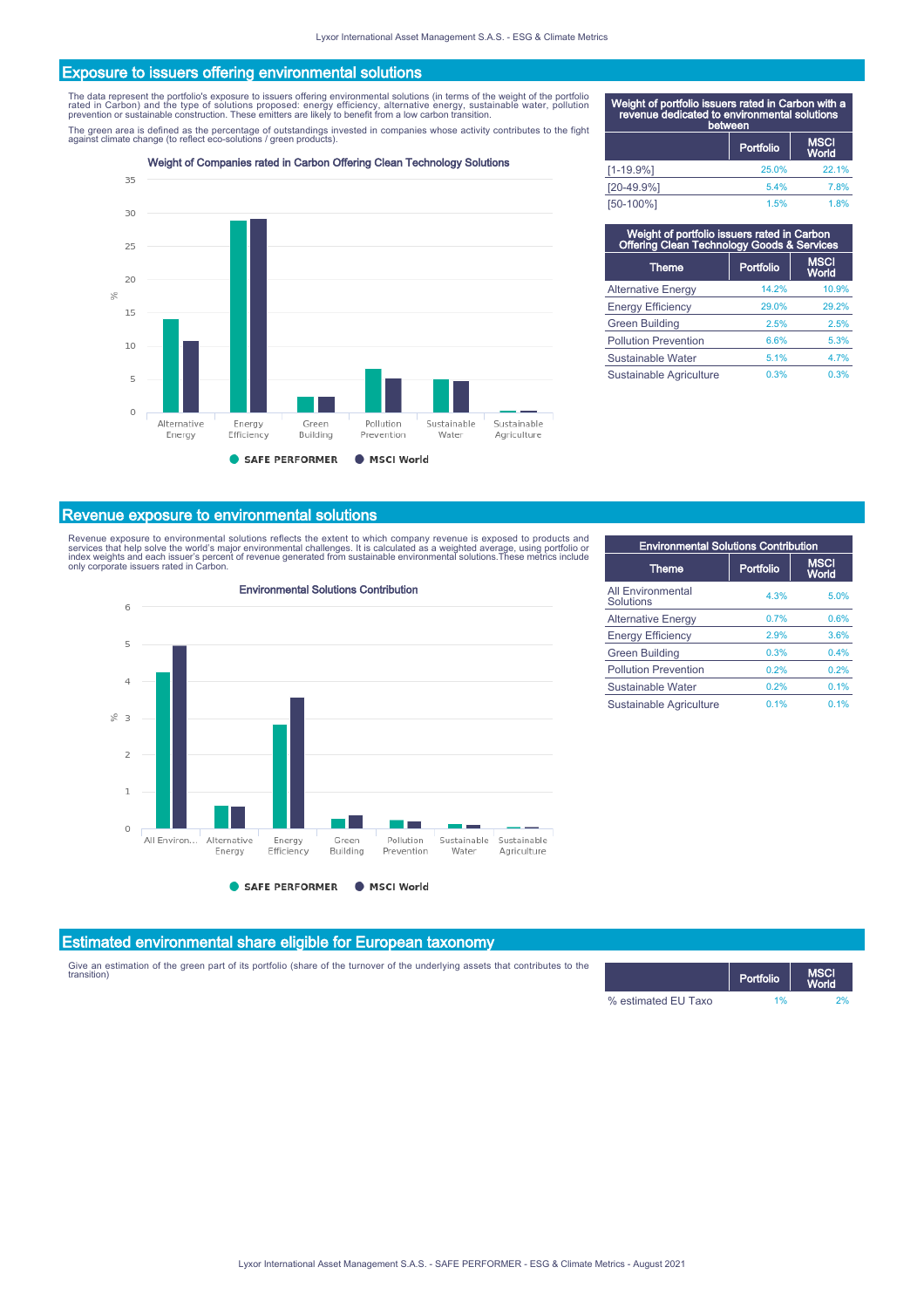## Exposure to issuers offering environmental solutions

The data represent the portfolio's exposure to issuers offering environmental solutions (in terms of the weight of the portfolio rated in Carbon) and the type of solutions proposed: energy efficiency, alternative energy, sustainable water, pollution prevention or sustainable construction. These emitters are likely to benefit from a low carbon transition.

The green area is defined as the percentage of outstandings invested in companies whose activity contributes to the fight against climate change (to reflect eco-solutions / green products).

**Weight of Companies rated in Carbon Offering Clean Technology Solutions**

| Weight of portfolio issuers rated in Carbon with a revenue dedicated to environmental solutions between | Portfolio | MSCI World |
|---|---|---|
| [1-19.9%] | 25.0% | 22.1% |
| [20-49.9%] | 5.4% | 7.8% |
| [50-100%] | 1.5% | 1.8% |

**Weight of portfolio issuers rated in Carbon Offering Clean Technology Goods & Services**

| Theme | Portfolio | MSCI World |
|---|---|---|
| Alternative Energy | 14.2% | 10.9% |
| Energy Efficiency | 29.0% | 29.2% |
| Green Building | 2.5% | 2.5% |
| Pollution Prevention | 6.6% | 5.3% |
| Sustainable Water | 5.1% | 4.7% |
| Sustainable Agriculture | 0.3% | 0.3% |

## Revenue exposure to environmental solutions

Revenue exposure to environmental solutions reflects the extent to which company revenue is exposed to products and services that help solve the world's major environmental challenges. It is calculated as a weighted average, using portfolio or index weights and each issuer's percent of revenue generated from sustainable environmental solutions. These metrics include only corporate issuers rated in Carbon.

**Environmental Solutions Contribution**

| Theme | Portfolio | MSCI World |
|---|---|---|
| All Environmental Solutions | 4.3% | 5.0% |
| Alternative Energy | 0.7% | 0.6% |
| Energy Efficiency | 2.9% | 3.6% |
| Green Building | 0.3% | 0.4% |
| Pollution Prevention | 0.2% | 0.2% |
| Sustainable Water | 0.2% | 0.1% |
| Sustainable Agriculture | 0.1% | 0.1% |

## Estimated environmental share eligible for European taxonomy

Give an estimation of the green part of its portfolio (share of the turnover of the underlying assets that contributes to the transition)

| | Portfolio | MSCI World |
|---|---|---|
| % estimated EU Taxo | 1% | 2% |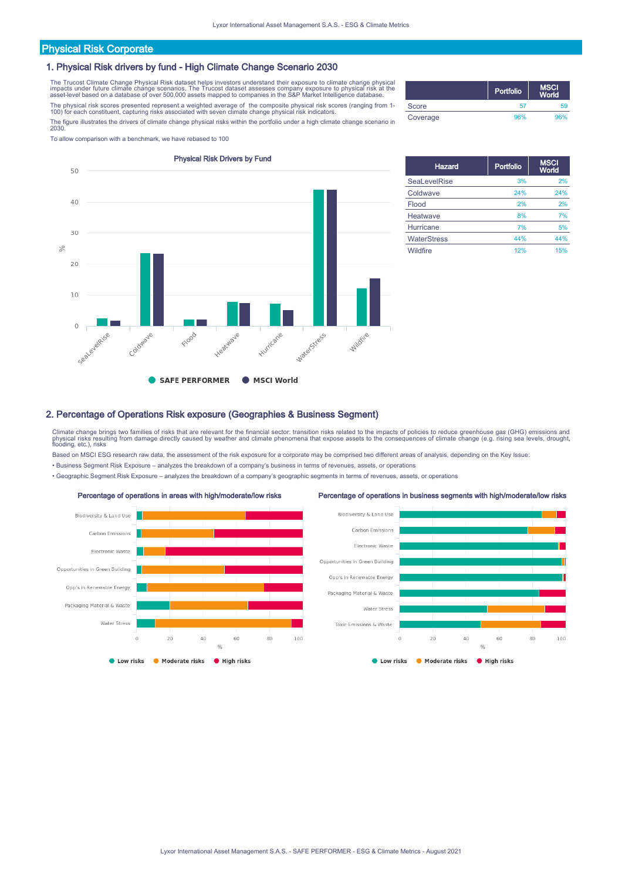## Physical Risk Corporate

### 1. Physical Risk drivers by fund - High Climate Change Scenario 2030

The Trucost Climate Change Physical Risk dataset helps investors understand their exposure to climate change physical impacts under future climate change scenarios. The Trucost dataset assesses company exposure to physical risk at the asset-level based on a database of over 500,000 assets mapped to companies in the S&P Market Intelligence database.

The physical risk scores presented represent a weighted average of the composite physical risk scores (ranging from 1-100) for each constituent, capturing risks associated with seven climate change physical risk indicators.

The figure illustrates the drivers of climate change physical risks within the portfolio under a high climate change scenario in 2030.

To allow comparison with a benchmark, we have rebased to 100

| | Portfolio | MSCI World |
|---|---|---|
| Score | 57 | 59 |
| Coverage | 96% | 96% |

Physical Risk Drivers by Fund

| Hazard | Portfolio | MSCI World |
|---|---|---|
| SeaLevelRise | 3% | 2% |
| Coldwave | 24% | 24% |
| Flood | 2% | 2% |
| Heatwave | 8% | 7% |
| Hurricane | 7% | 5% |
| WaterStress | 44% | 44% |
| Wildfire | 12% | 15% |

### 2. Percentage of Operations Risk exposure (Geographies & Business Segment)

Climate change brings two families of risks that are relevant for the financial sector: transition risks related to the impacts of policies to reduce greenhouse gas (GHG) emissions and physical risks resulting from damage directly caused by weather and climate phenomena that expose assets to the consequences of climate change (e.g. rising sea levels, drought, flooding, etc.), risks

Based on MSCI ESG research raw data, the assessment of the risk exposure for a corporate may be comprised two different areas of analysis, depending on the Key Issue:

- Business Segment Risk Exposure – analyzes the breakdown of a company's business in terms of revenues, assets, or operations
- Geographic Segment Risk Exposure – analyzes the breakdown of a company's geographic segments in terms of revenues, assets, or operations

Percentage of operations in areas with high/moderate/low risks

Percentage of operations in business segments with high/moderate/low risks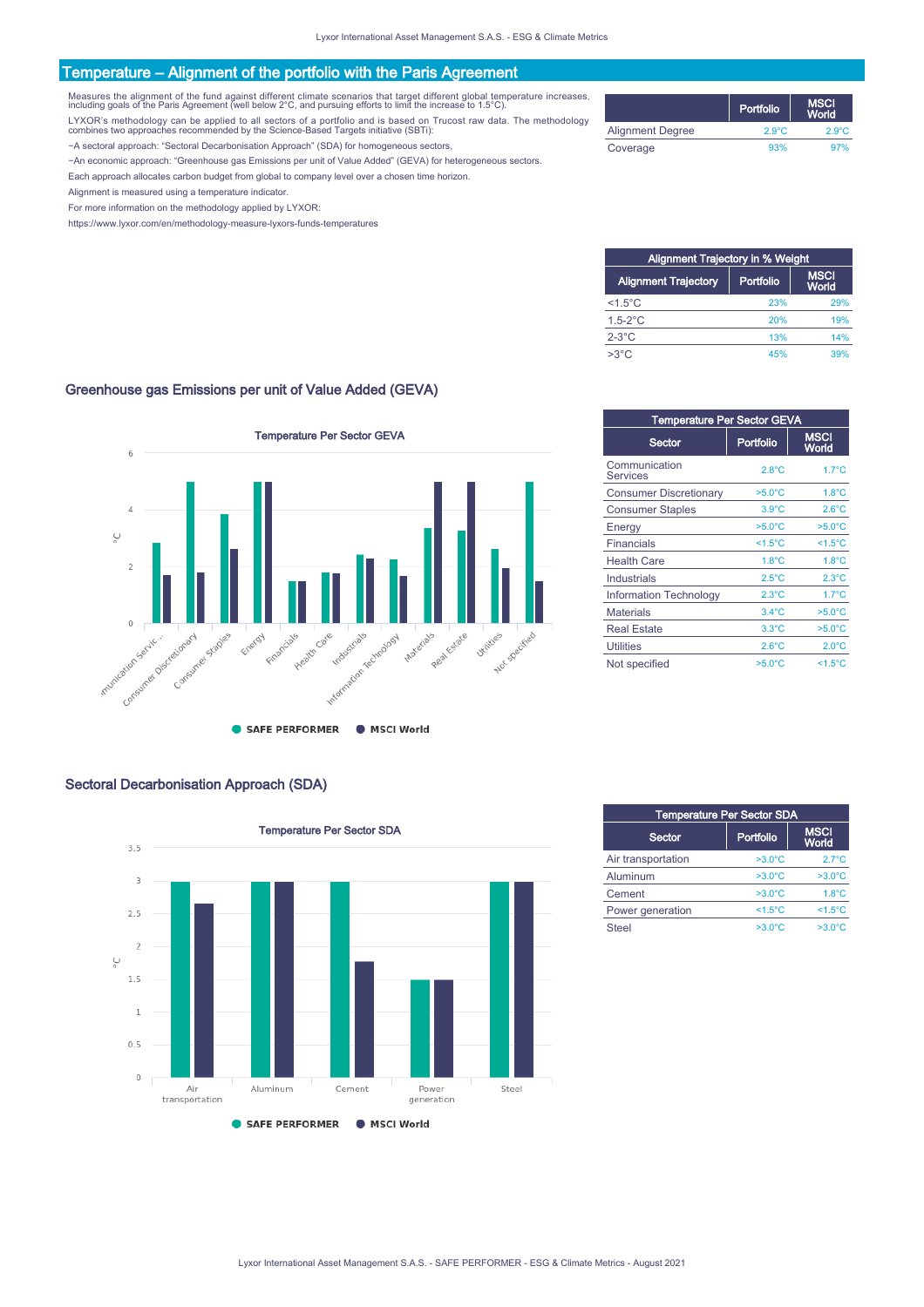## Temperature – Alignment of the portfolio with the Paris Agreement

Measures the alignment of the fund against different climate scenarios that target different global temperature increases, including goals of the Paris Agreement (well below 2°C, and pursuing efforts to limit the increase to 1.5°C).

LYXOR's methodology can be applied to all sectors of a portfolio and is based on Trucost raw data. The methodology combines two approaches recommended by the Science-Based Targets initiative (SBTi):

−A sectoral approach: "Sectoral Decarbonisation Approach" (SDA) for homogeneous sectors,

−An economic approach: "Greenhouse gas Emissions per unit of Value Added" (GEVA) for heterogeneous sectors.

Each approach allocates carbon budget from global to company level over a chosen time horizon.

Alignment is measured using a temperature indicator.

For more information on the methodology applied by LYXOR:

https://www.lyxor.com/en/methodology-measure-lyxors-funds-temperatures

| | Portfolio | MSCI World |
|---|---|---|
| Alignment Degree | 2.9°C | 2.9°C |
| Coverage | 93% | 97% |

| Alignment Trajectory in % Weight | | |
|---|---|---|
| **Alignment Trajectory** | **Portfolio** | **MSCI World** |
| <1.5°C | 23% | 29% |
| 1.5-2°C | 20% | 19% |
| 2-3°C | 13% | 14% |
| >3°C | 45% | 39% |

### Greenhouse gas Emissions per unit of Value Added (GEVA)

| Temperature Per Sector GEVA | | |
|---|---|---|
| **Sector** | **Portfolio** | **MSCI World** |
| Communication Services | 2.8°C | 1.7°C |
| Consumer Discretionary | >5.0°C | 1.8°C |
| Consumer Staples | 3.9°C | 2.6°C |
| Energy | >5.0°C | >5.0°C |
| Financials | <1.5°C | <1.5°C |
| Health Care | 1.8°C | 1.8°C |
| Industrials | 2.5°C | 2.3°C |
| Information Technology | 2.3°C | 1.7°C |
| Materials | 3.4°C | >5.0°C |
| Real Estate | 3.3°C | >5.0°C |
| Utilities | 2.6°C | 2.0°C |
| Not specified | >5.0°C | <1.5°C |

### Sectoral Decarbonisation Approach (SDA)

| Temperature Per Sector SDA | | |
|---|---|---|
| **Sector** | **Portfolio** | **MSCI World** |
| Air transportation | >3.0°C | 2.7°C |
| Aluminum | >3.0°C | >3.0°C |
| Cement | >3.0°C | 1.8°C |
| Power generation | <1.5°C | <1.5°C |
| Steel | >3.0°C | >3.0°C |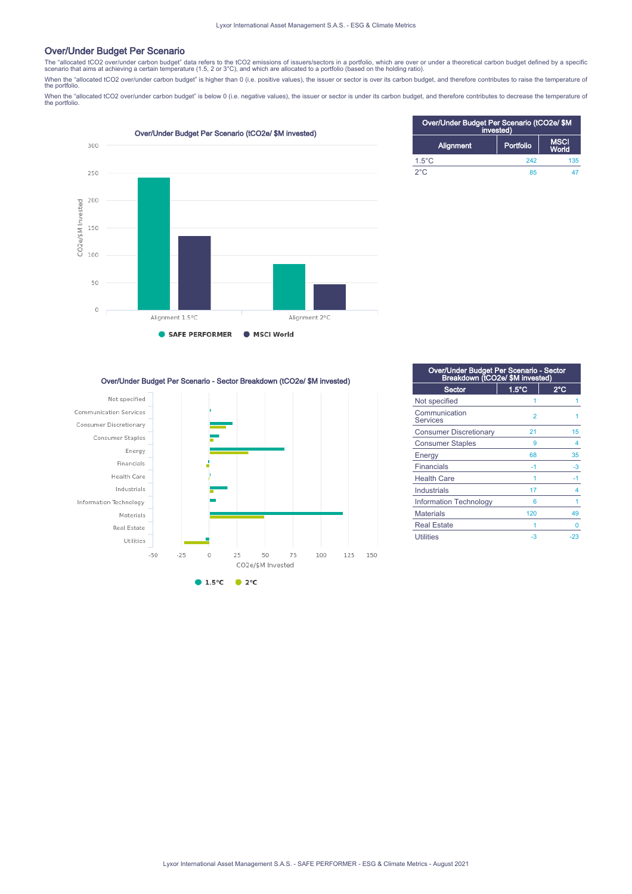## Over/Under Budget Per Scenario

The "allocated tCO2 over/under carbon budget" data refers to the tCO2 emissions of issuers/sectors in a portfolio, which are over or under a theoretical carbon budget defined by a specific scenario that aims at achieving a certain temperature (1.5, 2 or 3°C), and which are allocated to a portfolio (based on the holding ratio).

When the "allocated tCO2 over/under carbon budget" is higher than 0 (i.e. positive values), the issuer or sector is over its carbon budget, and therefore contributes to raise the temperature of the portfolio.

When the "allocated tCO2 over/under carbon budget" is below 0 (i.e. negative values), the issuer or sector is under its carbon budget, and therefore contributes to decrease the temperature of the portfolio.

| Over/Under Budget Per Scenario (tCO2e/ $M invested) | | |
|---|---|---|
| Alignment | Portfolio | MSCI World |
| 1.5°C | 242 | 135 |
| 2°C | 85 | 47 |

| Over/Under Budget Per Scenario - Sector Breakdown (tCO2e/ $M invested) | | |
|---|---|---|
| Sector | 1.5°C | 2°C |
| Not specified | 1 | 1 |
| Communication Services | 2 | 1 |
| Consumer Discretionary | 21 | 15 |
| Consumer Staples | 9 | 4 |
| Energy | 68 | 35 |
| Financials | -1 | -3 |
| Health Care | 1 | -1 |
| Industrials | 17 | 4 |
| Information Technology | 6 | 1 |
| Materials | 120 | 49 |
| Real Estate | 1 | 0 |
| Utilities | -3 | -23 |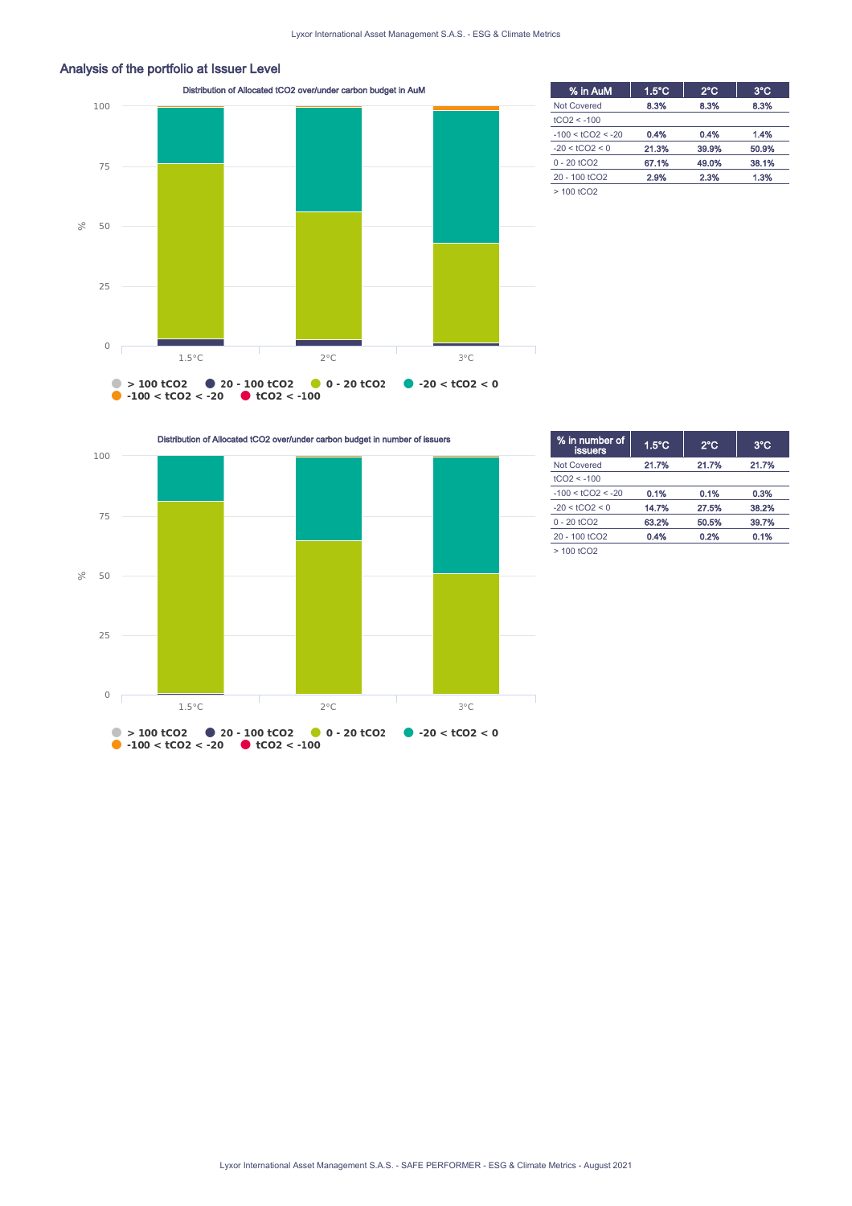## Analysis of the portfolio at Issuer Level

Distribution of Allocated tCO2 over/under carbon budget in AuM

> 100 tCO2 · 20 - 100 tCO2 · 0 - 20 tCO2 · -20 < tCO2 < 0 · -100 < tCO2 < -20 · tCO2 < -100

| % in AuM | 1.5°C | 2°C | 3°C |
|---|---|---|---|
| Not Covered | 8.3% | 8.3% | 8.3% |
| tCO2 < -100 | | | |
| -100 < tCO2 < -20 | 0.4% | 0.4% | 1.4% |
| -20 < tCO2 < 0 | 21.3% | 39.9% | 50.9% |
| 0 - 20 tCO2 | 67.1% | 49.0% | 38.1% |
| 20 - 100 tCO2 | 2.9% | 2.3% | 1.3% |
| > 100 tCO2 | | | |

Distribution of Allocated tCO2 over/under carbon budget in number of issuers

> 100 tCO2 · 20 - 100 tCO2 · 0 - 20 tCO2 · -20 < tCO2 < 0 · -100 < tCO2 < -20 · tCO2 < -100

| % in number of issuers | 1.5°C | 2°C | 3°C |
|---|---|---|---|
| Not Covered | 21.7% | 21.7% | 21.7% |
| tCO2 < -100 | | | |
| -100 < tCO2 < -20 | 0.1% | 0.1% | 0.3% |
| -20 < tCO2 < 0 | 14.7% | 27.5% | 38.2% |
| 0 - 20 tCO2 | 63.2% | 50.5% | 39.7% |
| 20 - 100 tCO2 | 0.4% | 0.2% | 0.1% |
| > 100 tCO2 | | | |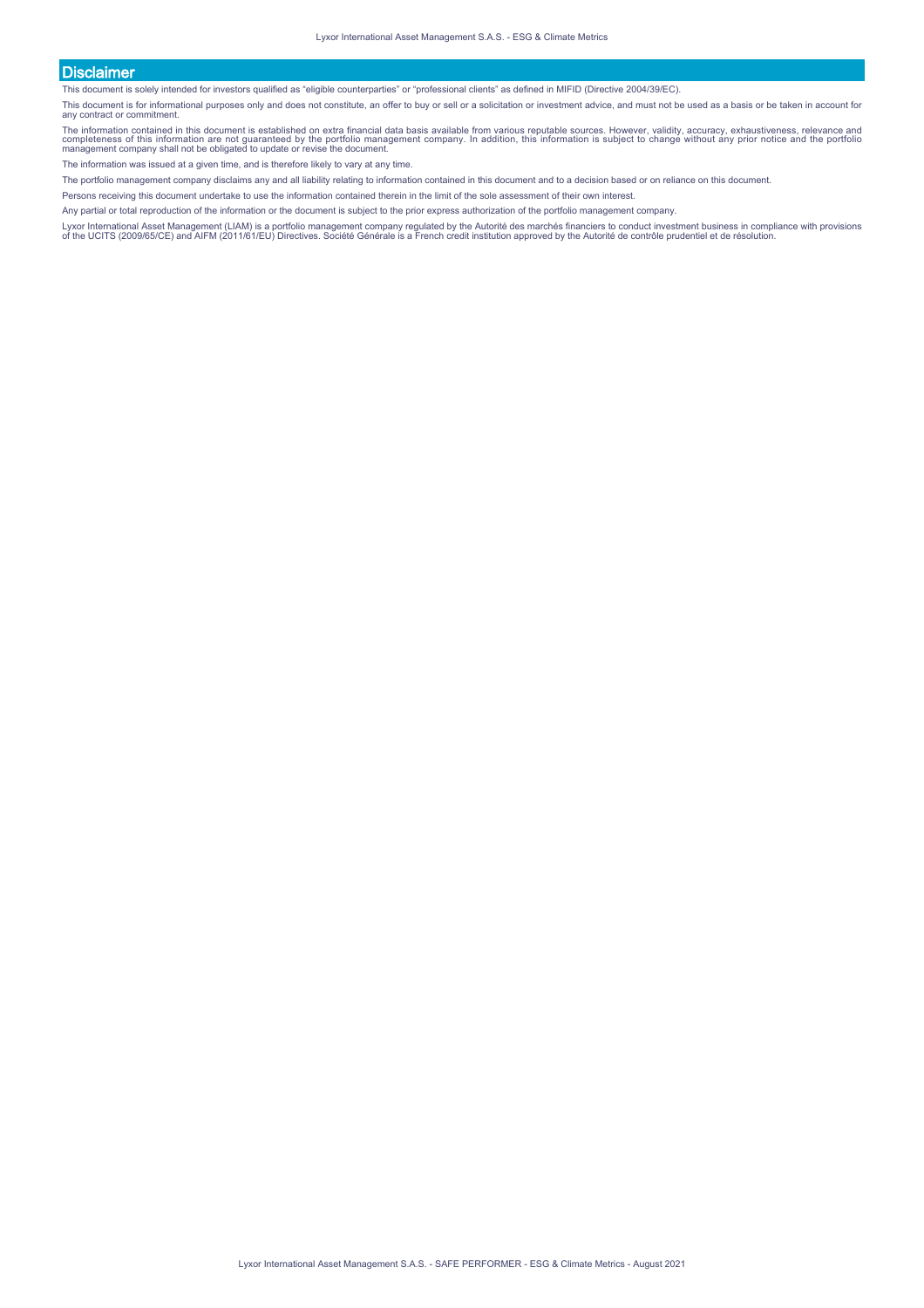## Disclaimer

This document is solely intended for investors qualified as "eligible counterparties" or "professional clients" as defined in MIFID (Directive 2004/39/EC).

This document is for informational purposes only and does not constitute, an offer to buy or sell or a solicitation or investment advice, and must not be used as a basis or be taken in account for any contract or commitment.

The information contained in this document is established on extra financial data basis available from various reputable sources. However, validity, accuracy, exhaustiveness, relevance and completeness of this information are not guaranteed by the portfolio management company. In addition, this information is subject to change without any prior notice and the portfolio management company shall not be obligated to update or revise the document.

The information was issued at a given time, and is therefore likely to vary at any time.

The portfolio management company disclaims any and all liability relating to information contained in this document and to a decision based or on reliance on this document.

Persons receiving this document undertake to use the information contained therein in the limit of the sole assessment of their own interest.

Any partial or total reproduction of the information or the document is subject to the prior express authorization of the portfolio management company.

Lyxor International Asset Management (LIAM) is a portfolio management company regulated by the Autorité des marchés financiers to conduct investment business in compliance with provisions of the UCITS (2009/65/CE) and AIFM (2011/61/EU) Directives. Société Générale is a French credit institution approved by the Autorité de contrôle prudentiel et de résolution.